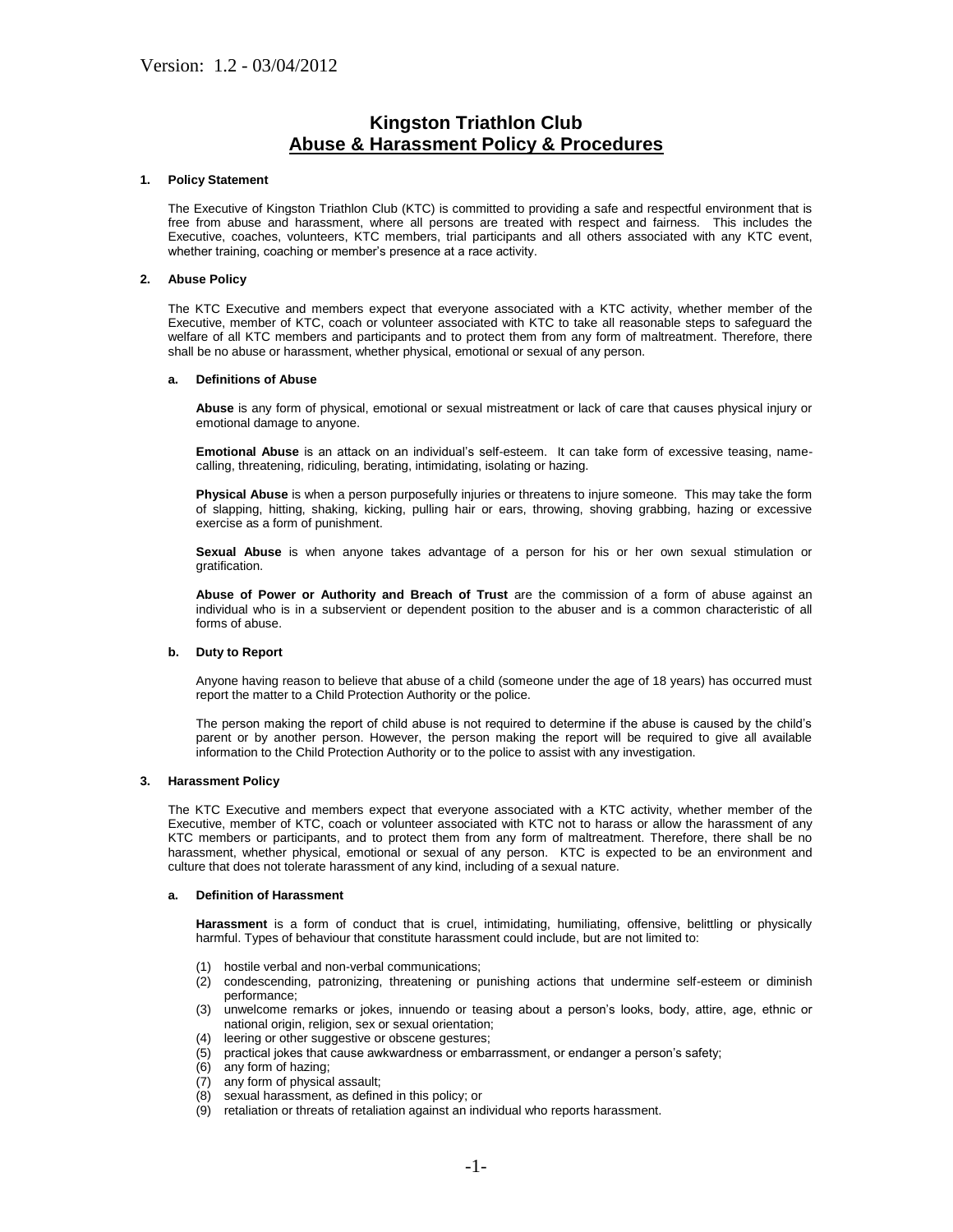Version: 1.2 - 03/04/2012

# Kingston Triathlon Club
## Abuse & Harassment Policy & Procedures

### 1. Policy Statement

The Executive of Kingston Triathlon Club (KTC) is committed to providing a safe and respectful environment that is free from abuse and harassment, where all persons are treated with respect and fairness. This includes the Executive, coaches, volunteers, KTC members, trial participants and all others associated with any KTC event, whether training, coaching or member's presence at a race activity.

### 2. Abuse Policy

The KTC Executive and members expect that everyone associated with a KTC activity, whether member of the Executive, member of KTC, coach or volunteer associated with KTC to take all reasonable steps to safeguard the welfare of all KTC members and participants and to protect them from any form of maltreatment. Therefore, there shall be no abuse or harassment, whether physical, emotional or sexual of any person.

#### a. Definitions of Abuse

**Abuse** is any form of physical, emotional or sexual mistreatment or lack of care that causes physical injury or emotional damage to anyone.

**Emotional Abuse** is an attack on an individual's self-esteem. It can take form of excessive teasing, name-calling, threatening, ridiculing, berating, intimidating, isolating or hazing.

**Physical Abuse** is when a person purposefully injuries or threatens to injure someone. This may take the form of slapping, hitting, shaking, kicking, pulling hair or ears, throwing, shoving grabbing, hazing or excessive exercise as a form of punishment.

**Sexual Abuse** is when anyone takes advantage of a person for his or her own sexual stimulation or gratification.

**Abuse of Power or Authority and Breach of Trust** are the commission of a form of abuse against an individual who is in a subservient or dependent position to the abuser and is a common characteristic of all forms of abuse.

#### b. Duty to Report

Anyone having reason to believe that abuse of a child (someone under the age of 18 years) has occurred must report the matter to a Child Protection Authority or the police.

The person making the report of child abuse is not required to determine if the abuse is caused by the child's parent or by another person. However, the person making the report will be required to give all available information to the Child Protection Authority or to the police to assist with any investigation.

### 3. Harassment Policy

The KTC Executive and members expect that everyone associated with a KTC activity, whether member of the Executive, member of KTC, coach or volunteer associated with KTC not to harass or allow the harassment of any KTC members or participants, and to protect them from any form of maltreatment. Therefore, there shall be no harassment, whether physical, emotional or sexual of any person. KTC is expected to be an environment and culture that does not tolerate harassment of any kind, including of a sexual nature.

#### a. Definition of Harassment

**Harassment** is a form of conduct that is cruel, intimidating, humiliating, offensive, belittling or physically harmful. Types of behaviour that constitute harassment could include, but are not limited to:

(1) hostile verbal and non-verbal communications;
(2) condescending, patronizing, threatening or punishing actions that undermine self-esteem or diminish performance;
(3) unwelcome remarks or jokes, innuendo or teasing about a person's looks, body, attire, age, ethnic or national origin, religion, sex or sexual orientation;
(4) leering or other suggestive or obscene gestures;
(5) practical jokes that cause awkwardness or embarrassment, or endanger a person's safety;
(6) any form of hazing;
(7) any form of physical assault;
(8) sexual harassment, as defined in this policy; or
(9) retaliation or threats of retaliation against an individual who reports harassment.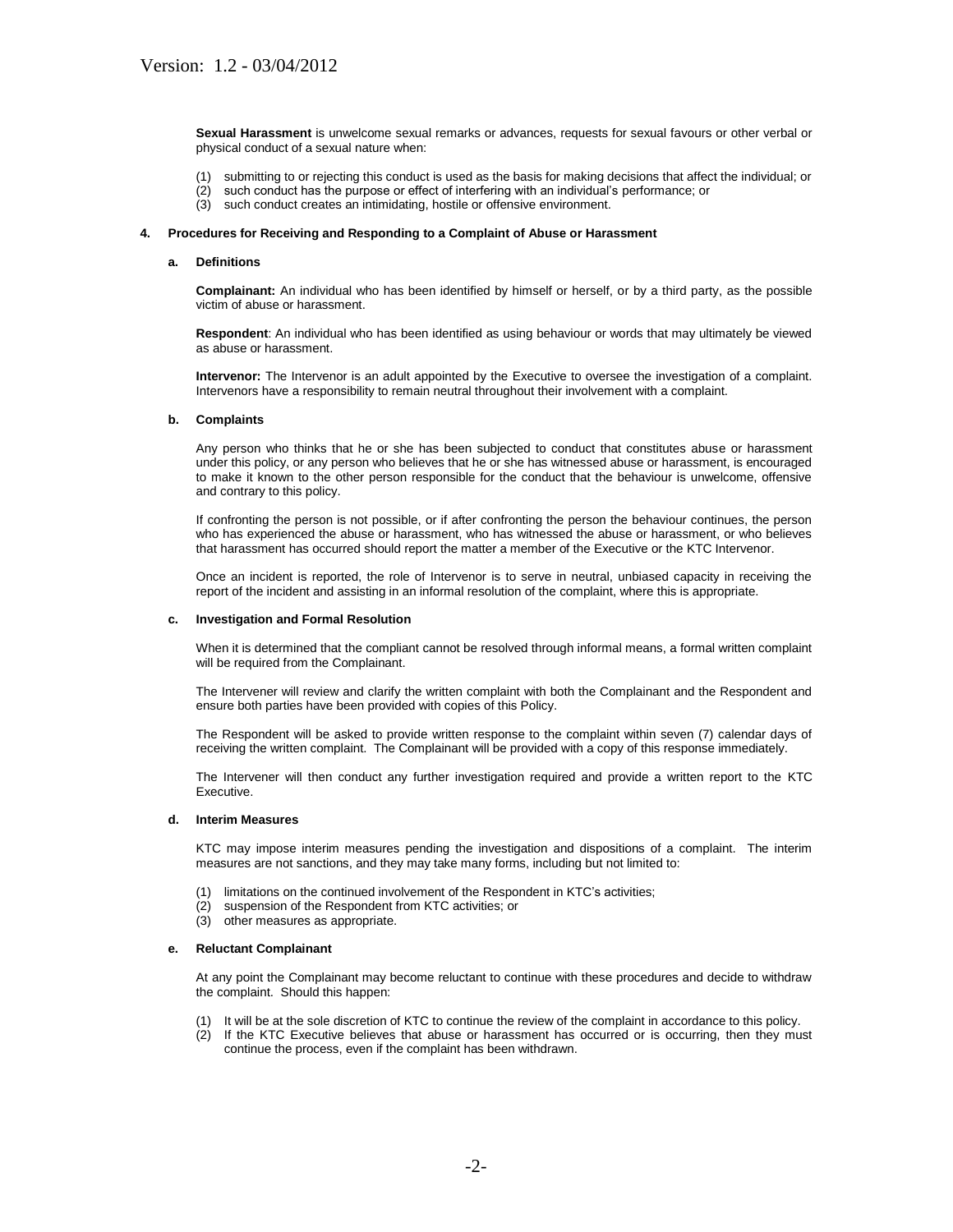**Sexual Harassment** is unwelcome sexual remarks or advances, requests for sexual favours or other verbal or physical conduct of a sexual nature when:

(1) submitting to or rejecting this conduct is used as the basis for making decisions that affect the individual; or
(2) such conduct has the purpose or effect of interfering with an individual's performance; or
(3) such conduct creates an intimidating, hostile or offensive environment.

**4. Procedures for Receiving and Responding to a Complaint of Abuse or Harassment**

**a. Definitions**

**Complainant:** An individual who has been identified by himself or herself, or by a third party, as the possible victim of abuse or harassment.

**Respondent**: An individual who has been identified as using behaviour or words that may ultimately be viewed as abuse or harassment.

**Intervenor:** The Intervenor is an adult appointed by the Executive to oversee the investigation of a complaint. Intervenors have a responsibility to remain neutral throughout their involvement with a complaint.

**b. Complaints**

Any person who thinks that he or she has been subjected to conduct that constitutes abuse or harassment under this policy, or any person who believes that he or she has witnessed abuse or harassment, is encouraged to make it known to the other person responsible for the conduct that the behaviour is unwelcome, offensive and contrary to this policy.

If confronting the person is not possible, or if after confronting the person the behaviour continues, the person who has experienced the abuse or harassment, who has witnessed the abuse or harassment, or who believes that harassment has occurred should report the matter a member of the Executive or the KTC Intervenor.

Once an incident is reported, the role of Intervenor is to serve in neutral, unbiased capacity in receiving the report of the incident and assisting in an informal resolution of the complaint, where this is appropriate.

**c. Investigation and Formal Resolution**

When it is determined that the compliant cannot be resolved through informal means, a formal written complaint will be required from the Complainant.

The Intervener will review and clarify the written complaint with both the Complainant and the Respondent and ensure both parties have been provided with copies of this Policy.

The Respondent will be asked to provide written response to the complaint within seven (7) calendar days of receiving the written complaint. The Complainant will be provided with a copy of this response immediately.

The Intervener will then conduct any further investigation required and provide a written report to the KTC Executive.

**d. Interim Measures**

KTC may impose interim measures pending the investigation and dispositions of a complaint. The interim measures are not sanctions, and they may take many forms, including but not limited to:

(1) limitations on the continued involvement of the Respondent in KTC's activities;
(2) suspension of the Respondent from KTC activities; or
(3) other measures as appropriate.

**e. Reluctant Complainant**

At any point the Complainant may become reluctant to continue with these procedures and decide to withdraw the complaint. Should this happen:

(1) It will be at the sole discretion of KTC to continue the review of the complaint in accordance to this policy.
(2) If the KTC Executive believes that abuse or harassment has occurred or is occurring, then they must continue the process, even if the complaint has been withdrawn.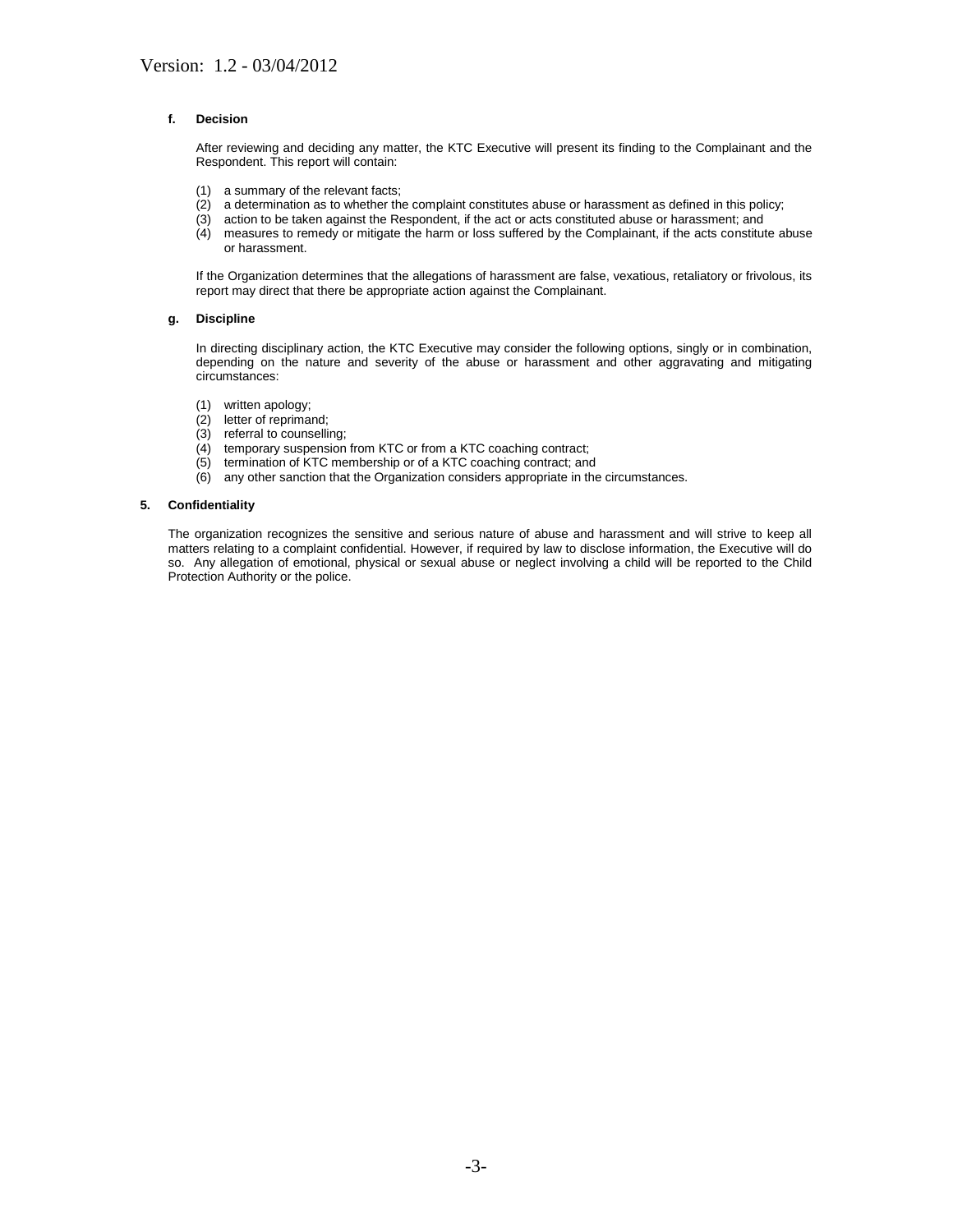#### f. Decision

After reviewing and deciding any matter, the KTC Executive will present its finding to the Complainant and the Respondent. This report will contain:

(1) a summary of the relevant facts;
(2) a determination as to whether the complaint constitutes abuse or harassment as defined in this policy;
(3) action to be taken against the Respondent, if the act or acts constituted abuse or harassment; and
(4) measures to remedy or mitigate the harm or loss suffered by the Complainant, if the acts constitute abuse or harassment.

If the Organization determines that the allegations of harassment are false, vexatious, retaliatory or frivolous, its report may direct that there be appropriate action against the Complainant.

#### g. Discipline

In directing disciplinary action, the KTC Executive may consider the following options, singly or in combination, depending on the nature and severity of the abuse or harassment and other aggravating and mitigating circumstances:

(1) written apology;
(2) letter of reprimand;
(3) referral to counselling;
(4) temporary suspension from KTC or from a KTC coaching contract;
(5) termination of KTC membership or of a KTC coaching contract; and
(6) any other sanction that the Organization considers appropriate in the circumstances.

### 5. Confidentiality

The organization recognizes the sensitive and serious nature of abuse and harassment and will strive to keep all matters relating to a complaint confidential. However, if required by law to disclose information, the Executive will do so. Any allegation of emotional, physical or sexual abuse or neglect involving a child will be reported to the Child Protection Authority or the police.